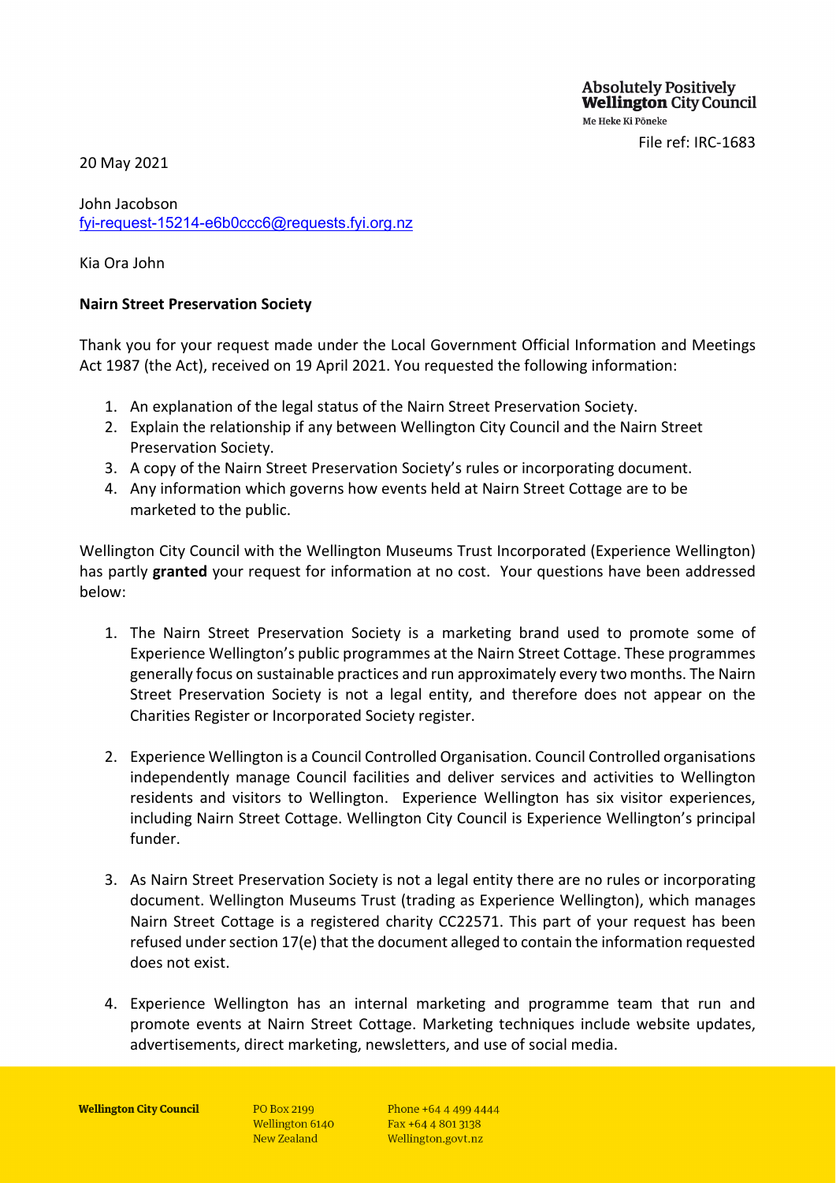Absolutely Positively **Wellington** City Council
Me Heke Ki Pōneke

File ref: IRC-1683

20 May 2021

John Jacobson
fyi-request-15214-e6b0ccc6@requests.fyi.org.nz

Kia Ora John

**Nairn Street Preservation Society**

Thank you for your request made under the Local Government Official Information and Meetings Act 1987 (the Act), received on 19 April 2021. You requested the following information:

1. An explanation of the legal status of the Nairn Street Preservation Society.
2. Explain the relationship if any between Wellington City Council and the Nairn Street Preservation Society.
3. A copy of the Nairn Street Preservation Society's rules or incorporating document.
4. Any information which governs how events held at Nairn Street Cottage are to be marketed to the public.

Wellington City Council with the Wellington Museums Trust Incorporated (Experience Wellington) has partly **granted** your request for information at no cost. Your questions have been addressed below:

1. The Nairn Street Preservation Society is a marketing brand used to promote some of Experience Wellington's public programmes at the Nairn Street Cottage. These programmes generally focus on sustainable practices and run approximately every two months. The Nairn Street Preservation Society is not a legal entity, and therefore does not appear on the Charities Register or Incorporated Society register.

2. Experience Wellington is a Council Controlled Organisation. Council Controlled organisations independently manage Council facilities and deliver services and activities to Wellington residents and visitors to Wellington. Experience Wellington has six visitor experiences, including Nairn Street Cottage. Wellington City Council is Experience Wellington's principal funder.

3. As Nairn Street Preservation Society is not a legal entity there are no rules or incorporating document. Wellington Museums Trust (trading as Experience Wellington), which manages Nairn Street Cottage is a registered charity CC22571. This part of your request has been refused under section 17(e) that the document alleged to contain the information requested does not exist.

4. Experience Wellington has an internal marketing and programme team that run and promote events at Nairn Street Cottage. Marketing techniques include website updates, advertisements, direct marketing, newsletters, and use of social media.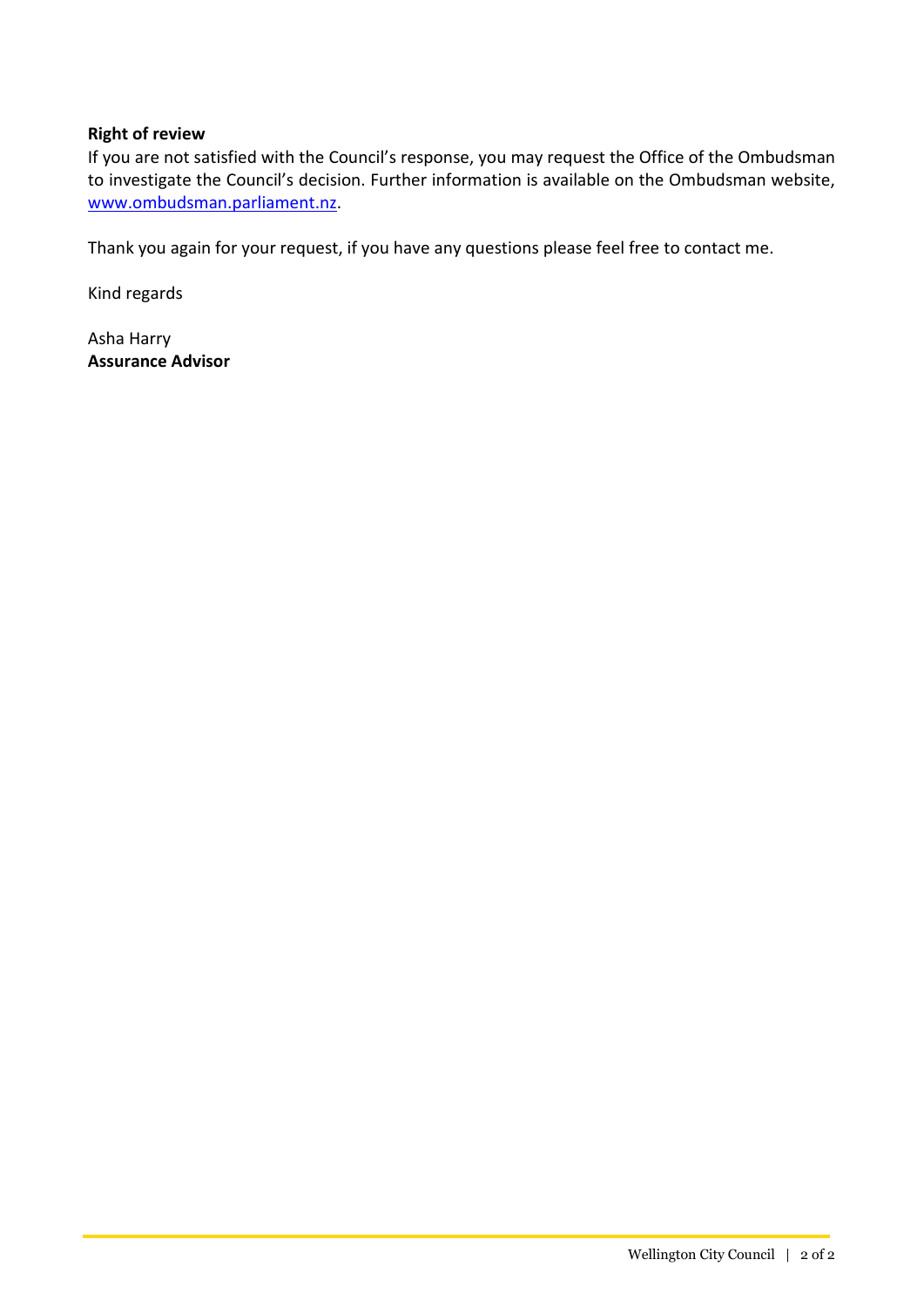**Right of review**
If you are not satisfied with the Council's response, you may request the Office of the Ombudsman to investigate the Council's decision. Further information is available on the Ombudsman website, [www.ombudsman.parliament.nz](http://www.ombudsman.parliament.nz).

Thank you again for your request, if you have any questions please feel free to contact me.

Kind regards

Asha Harry
**Assurance Advisor**